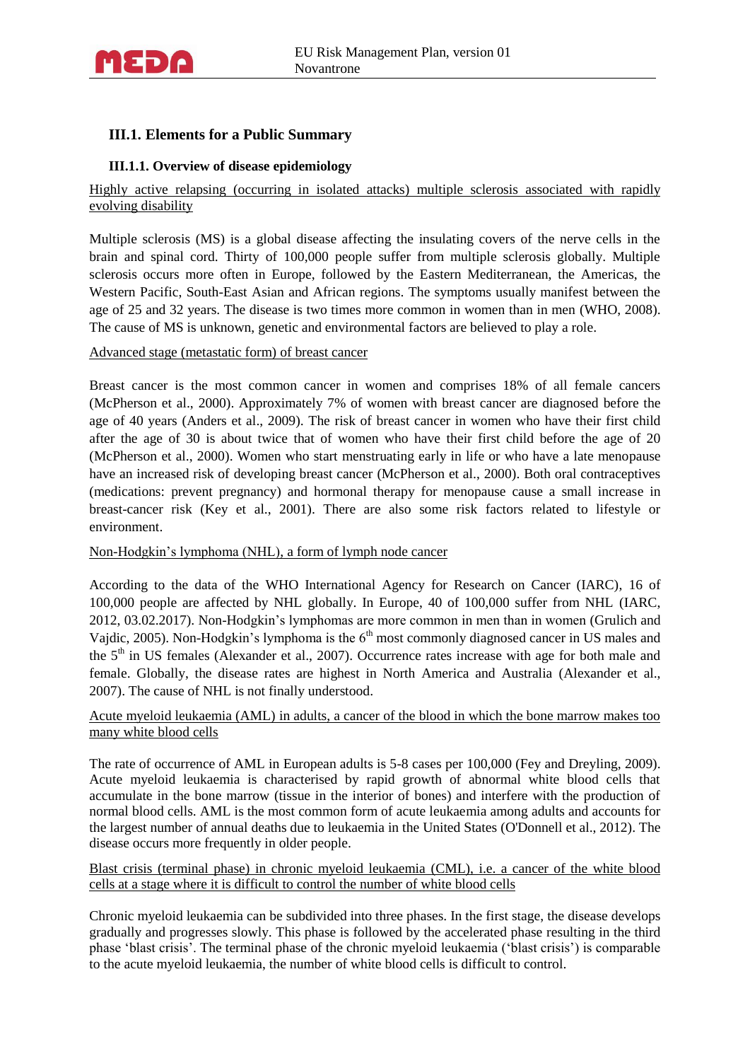## III.1. Elements for a Public Summary

### III.1.1. Overview of disease epidemiology

Highly active relapsing (occurring in isolated attacks) multiple sclerosis associated with rapidly evolving disability

Multiple sclerosis (MS) is a global disease affecting the insulating covers of the nerve cells in the brain and spinal cord. Thirty of 100,000 people suffer from multiple sclerosis globally. Multiple sclerosis occurs more often in Europe, followed by the Eastern Mediterranean, the Americas, the Western Pacific, South-East Asian and African regions. The symptoms usually manifest between the age of 25 and 32 years. The disease is two times more common in women than in men (WHO, 2008). The cause of MS is unknown, genetic and environmental factors are believed to play a role.

Advanced stage (metastatic form) of breast cancer

Breast cancer is the most common cancer in women and comprises 18% of all female cancers (McPherson et al., 2000). Approximately 7% of women with breast cancer are diagnosed before the age of 40 years (Anders et al., 2009). The risk of breast cancer in women who have their first child after the age of 30 is about twice that of women who have their first child before the age of 20 (McPherson et al., 2000). Women who start menstruating early in life or who have a late menopause have an increased risk of developing breast cancer (McPherson et al., 2000). Both oral contraceptives (medications: prevent pregnancy) and hormonal therapy for menopause cause a small increase in breast-cancer risk (Key et al., 2001). There are also some risk factors related to lifestyle or environment.

Non-Hodgkin's lymphoma (NHL), a form of lymph node cancer

According to the data of the WHO International Agency for Research on Cancer (IARC), 16 of 100,000 people are affected by NHL globally. In Europe, 40 of 100,000 suffer from NHL (IARC, 2012, 03.02.2017). Non-Hodgkin's lymphomas are more common in men than in women (Grulich and Vajdic, 2005). Non-Hodgkin's lymphoma is the 6th most commonly diagnosed cancer in US males and the 5th in US females (Alexander et al., 2007). Occurrence rates increase with age for both male and female. Globally, the disease rates are highest in North America and Australia (Alexander et al., 2007). The cause of NHL is not finally understood.

Acute myeloid leukaemia (AML) in adults, a cancer of the blood in which the bone marrow makes too many white blood cells

The rate of occurrence of AML in European adults is 5-8 cases per 100,000 (Fey and Dreyling, 2009). Acute myeloid leukaemia is characterised by rapid growth of abnormal white blood cells that accumulate in the bone marrow (tissue in the interior of bones) and interfere with the production of normal blood cells. AML is the most common form of acute leukaemia among adults and accounts for the largest number of annual deaths due to leukaemia in the United States (O'Donnell et al., 2012). The disease occurs more frequently in older people.

Blast crisis (terminal phase) in chronic myeloid leukaemia (CML), i.e. a cancer of the white blood cells at a stage where it is difficult to control the number of white blood cells

Chronic myeloid leukaemia can be subdivided into three phases. In the first stage, the disease develops gradually and progresses slowly. This phase is followed by the accelerated phase resulting in the third phase 'blast crisis'. The terminal phase of the chronic myeloid leukaemia ('blast crisis') is comparable to the acute myeloid leukaemia, the number of white blood cells is difficult to control.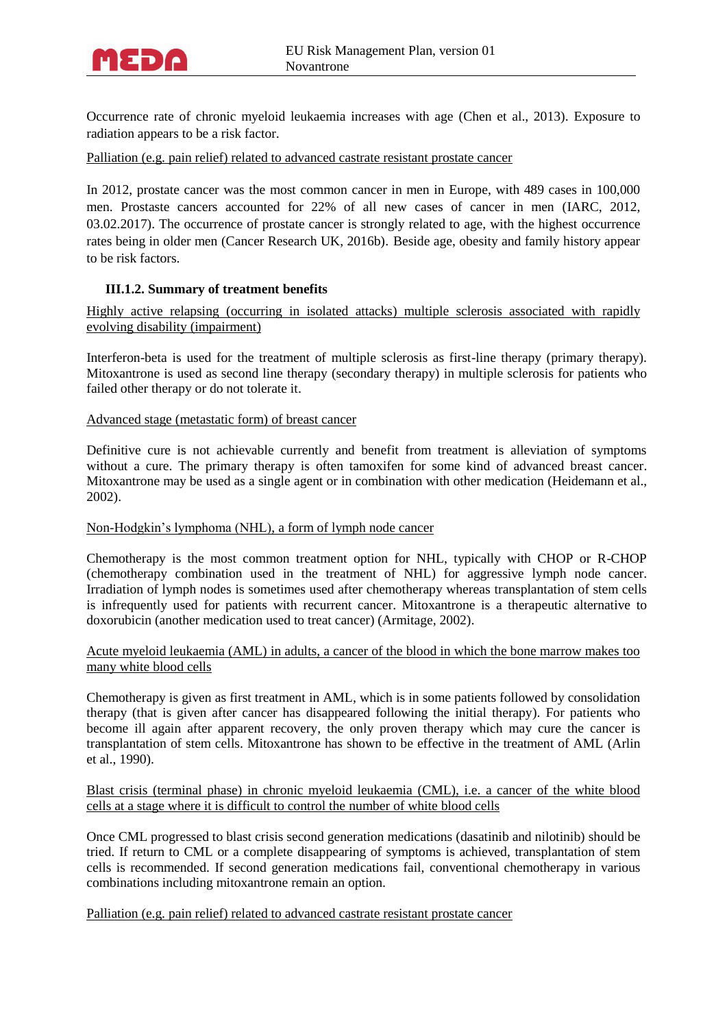Occurrence rate of chronic myeloid leukaemia increases with age (Chen et al., 2013). Exposure to radiation appears to be a risk factor.

Palliation (e.g. pain relief) related to advanced castrate resistant prostate cancer

In 2012, prostate cancer was the most common cancer in men in Europe, with 489 cases in 100,000 men. Prostaste cancers accounted for 22% of all new cases of cancer in men (IARC, 2012, 03.02.2017). The occurrence of prostate cancer is strongly related to age, with the highest occurrence rates being in older men (Cancer Research UK, 2016b). Beside age, obesity and family history appear to be risk factors.

### III.1.2. Summary of treatment benefits

Highly active relapsing (occurring in isolated attacks) multiple sclerosis associated with rapidly evolving disability (impairment)

Interferon-beta is used for the treatment of multiple sclerosis as first-line therapy (primary therapy). Mitoxantrone is used as second line therapy (secondary therapy) in multiple sclerosis for patients who failed other therapy or do not tolerate it.

Advanced stage (metastatic form) of breast cancer

Definitive cure is not achievable currently and benefit from treatment is alleviation of symptoms without a cure. The primary therapy is often tamoxifen for some kind of advanced breast cancer. Mitoxantrone may be used as a single agent or in combination with other medication (Heidemann et al., 2002).

Non-Hodgkin's lymphoma (NHL), a form of lymph node cancer

Chemotherapy is the most common treatment option for NHL, typically with CHOP or R-CHOP (chemotherapy combination used in the treatment of NHL) for aggressive lymph node cancer. Irradiation of lymph nodes is sometimes used after chemotherapy whereas transplantation of stem cells is infrequently used for patients with recurrent cancer. Mitoxantrone is a therapeutic alternative to doxorubicin (another medication used to treat cancer) (Armitage, 2002).

Acute myeloid leukaemia (AML) in adults, a cancer of the blood in which the bone marrow makes too many white blood cells

Chemotherapy is given as first treatment in AML, which is in some patients followed by consolidation therapy (that is given after cancer has disappeared following the initial therapy). For patients who become ill again after apparent recovery, the only proven therapy which may cure the cancer is transplantation of stem cells. Mitoxantrone has shown to be effective in the treatment of AML (Arlin et al., 1990).

Blast crisis (terminal phase) in chronic myeloid leukaemia (CML), i.e. a cancer of the white blood cells at a stage where it is difficult to control the number of white blood cells

Once CML progressed to blast crisis second generation medications (dasatinib and nilotinib) should be tried. If return to CML or a complete disappearing of symptoms is achieved, transplantation of stem cells is recommended. If second generation medications fail, conventional chemotherapy in various combinations including mitoxantrone remain an option.

Palliation (e.g. pain relief) related to advanced castrate resistant prostate cancer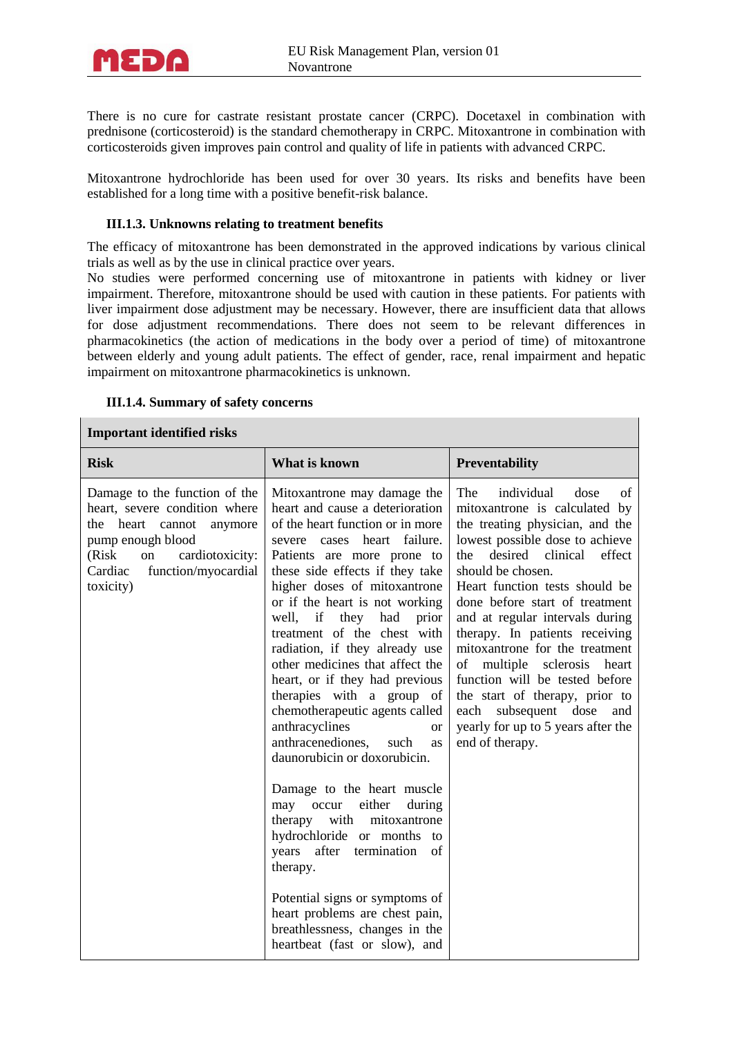There is no cure for castrate resistant prostate cancer (CRPC). Docetaxel in combination with prednisone (corticosteroid) is the standard chemotherapy in CRPC. Mitoxantrone in combination with corticosteroids given improves pain control and quality of life in patients with advanced CRPC.

Mitoxantrone hydrochloride has been used for over 30 years. Its risks and benefits have been established for a long time with a positive benefit-risk balance.

### III.1.3. Unknowns relating to treatment benefits

The efficacy of mitoxantrone has been demonstrated in the approved indications by various clinical trials as well as by the use in clinical practice over years.
No studies were performed concerning use of mitoxantrone in patients with kidney or liver impairment. Therefore, mitoxantrone should be used with caution in these patients. For patients with liver impairment dose adjustment may be necessary. However, there are insufficient data that allows for dose adjustment recommendations. There does not seem to be relevant differences in pharmacokinetics (the action of medications in the body over a period of time) of mitoxantrone between elderly and young adult patients. The effect of gender, race, renal impairment and hepatic impairment on mitoxantrone pharmacokinetics is unknown.

### III.1.4. Summary of safety concerns

| **Important identified risks** | | |
|---|---|---|
| **Risk** | **What is known** | **Preventability** |
| Damage to the function of the heart, severe condition where the heart cannot anymore pump enough blood (Risk on cardiotoxicity: Cardiac function/myocardial toxicity) | Mitoxantrone may damage the heart and cause a deterioration of the heart function or in more severe cases heart failure. Patients are more prone to these side effects if they take higher doses of mitoxantrone or if the heart is not working well, if they had prior treatment of the chest with radiation, if they already use other medicines that affect the heart, or if they had previous therapies with a group of chemotherapeutic agents called anthracyclines or anthracenediones, such as daunorubicin or doxorubicin.<br><br>Damage to the heart muscle may occur either during therapy with mitoxantrone hydrochloride or months to years after termination of therapy.<br><br>Potential signs or symptoms of heart problems are chest pain, breathlessness, changes in the heartbeat (fast or slow), and | The individual dose of mitoxantrone is calculated by the treating physician, and the lowest possible dose to achieve the desired clinical effect should be chosen.<br>Heart function tests should be done before start of treatment and at regular intervals during therapy. In patients receiving mitoxantrone for the treatment of multiple sclerosis heart function will be tested before the start of therapy, prior to each subsequent dose and yearly for up to 5 years after the end of therapy. |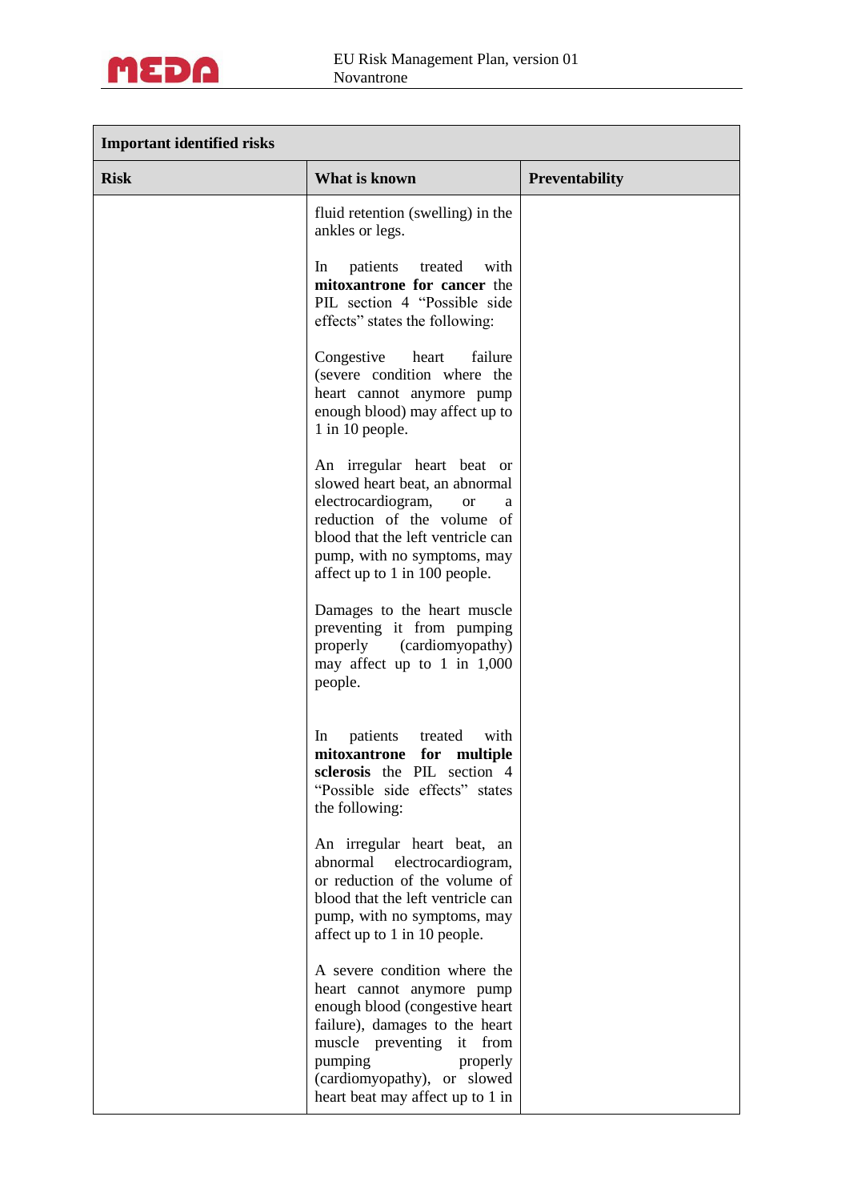| Important identified risks | | |
|---|---|---|
| **Risk** | **What is known** | **Preventability** |
| | fluid retention (swelling) in the ankles or legs.<br><br>In patients treated with **mitoxantrone for cancer** the PIL section 4 "Possible side effects" states the following:<br><br>Congestive heart failure (severe condition where the heart cannot anymore pump enough blood) may affect up to 1 in 10 people.<br><br>An irregular heart beat or slowed heart beat, an abnormal electrocardiogram, or a reduction of the volume of blood that the left ventricle can pump, with no symptoms, may affect up to 1 in 100 people.<br><br>Damages to the heart muscle preventing it from pumping properly (cardiomyopathy) may affect up to 1 in 1,000 people.<br><br>In patients treated with **mitoxantrone for multiple sclerosis** the PIL section 4 "Possible side effects" states the following:<br><br>An irregular heart beat, an abnormal electrocardiogram, or reduction of the volume of blood that the left ventricle can pump, with no symptoms, may affect up to 1 in 10 people.<br><br>A severe condition where the heart cannot anymore pump enough blood (congestive heart failure), damages to the heart muscle preventing it from pumping properly (cardiomyopathy), or slowed heart beat may affect up to 1 in | |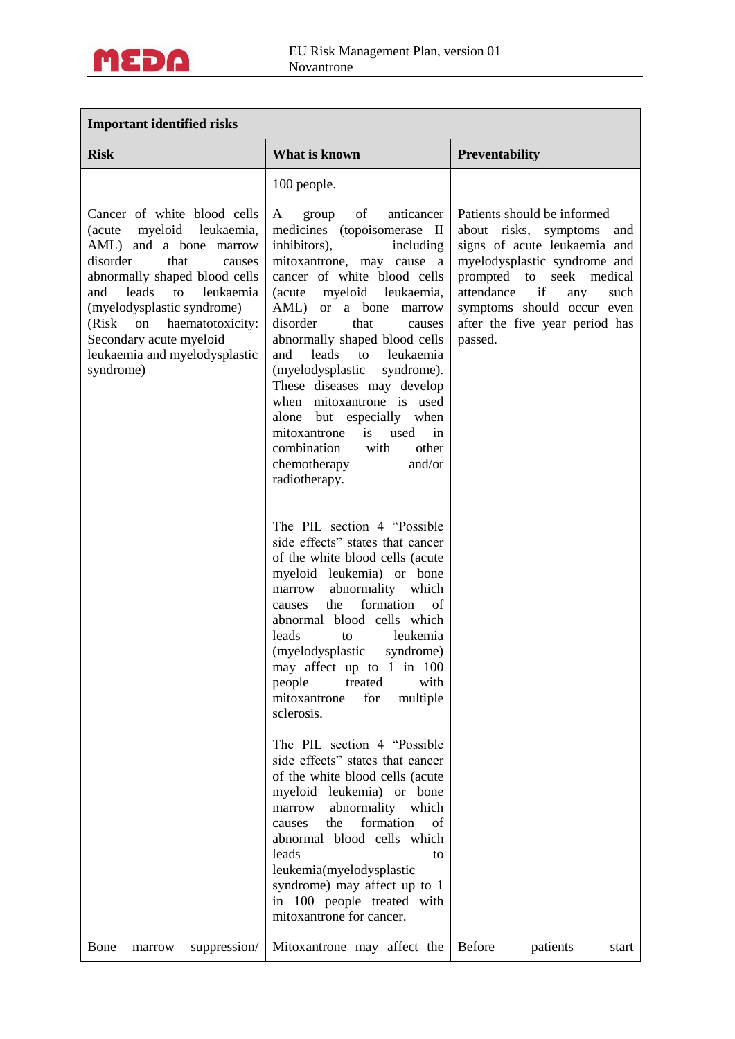| **Important identified risks** | | |
|---|---|---|
| **Risk** | **What is known** | **Preventability** |
| | 100 people. | |
| Cancer of white blood cells (acute myeloid leukaemia, AML) and a bone marrow disorder that causes abnormally shaped blood cells and leads to leukaemia (myelodysplastic syndrome) (Risk on haematotoxicity: Secondary acute myeloid leukaemia and myelodysplastic syndrome) | A group of anticancer medicines (topoisomerase II inhibitors), including mitoxantrone, may cause a cancer of white blood cells (acute myeloid leukaemia, AML) or a bone marrow disorder that causes abnormally shaped blood cells and leads to leukaemia (myelodysplastic syndrome). These diseases may develop when mitoxantrone is used alone but especially when mitoxantrone is used in combination with other chemotherapy and/or radiotherapy.<br><br>The PIL section 4 "Possible side effects" states that cancer of the white blood cells (acute myeloid leukemia) or bone marrow abnormality which causes the formation of abnormal blood cells which leads to leukemia (myelodysplastic syndrome) may affect up to 1 in 100 people treated with mitoxantrone for multiple sclerosis.<br><br>The PIL section 4 "Possible side effects" states that cancer of the white blood cells (acute myeloid leukemia) or bone marrow abnormality which causes the formation of abnormal blood cells which leads to leukemia(myelodysplastic syndrome) may affect up to 1 in 100 people treated with mitoxantrone for cancer. | Patients should be informed about risks, symptoms and signs of acute leukaemia and myelodysplastic syndrome and prompted to seek medical attendance if any such symptoms should occur even after the five year period has passed. |
| Bone marrow suppression/ | Mitoxantrone may affect the | Before patients start |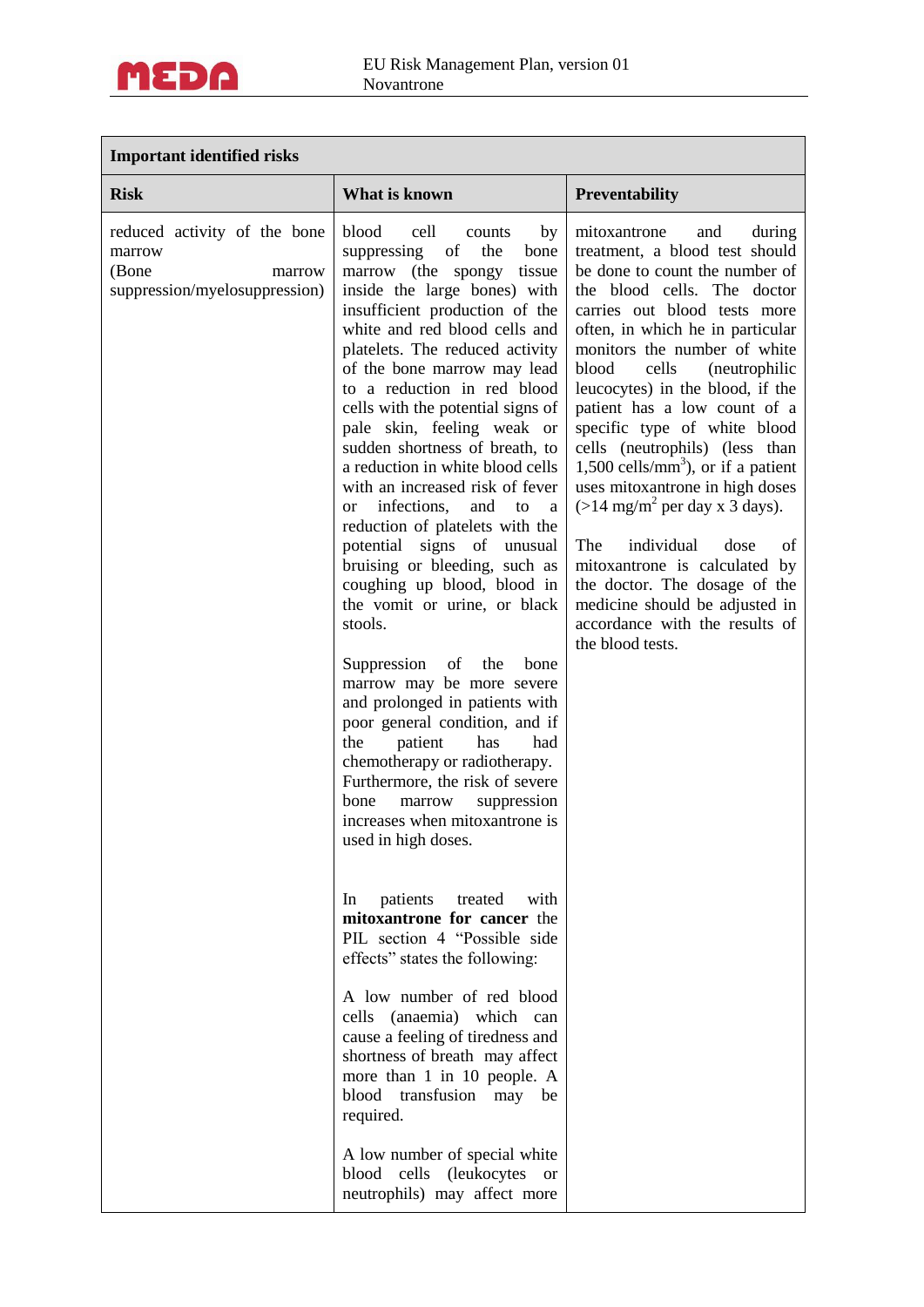| Important identified risks | | |
|---|---|---|
| **Risk** | **What is known** | **Preventability** |
| reduced activity of the bone marrow (Bone marrow suppression/myelosuppression) | blood cell counts by suppressing of the bone marrow (the spongy tissue inside the large bones) with insufficient production of the white and red blood cells and platelets. The reduced activity of the bone marrow may lead to a reduction in red blood cells with the potential signs of pale skin, feeling weak or sudden shortness of breath, to a reduction in white blood cells with an increased risk of fever or infections, and to a reduction of platelets with the potential signs of unusual bruising or bleeding, such as coughing up blood, blood in the vomit or urine, or black stools.<br><br>Suppression of the bone marrow may be more severe and prolonged in patients with poor general condition, and if the patient has had chemotherapy or radiotherapy. Furthermore, the risk of severe bone marrow suppression increases when mitoxantrone is used in high doses.<br><br>In patients treated with **mitoxantrone for cancer** the PIL section 4 "Possible side effects" states the following:<br><br>A low number of red blood cells (anaemia) which can cause a feeling of tiredness and shortness of breath may affect more than 1 in 10 people. A blood transfusion may be required.<br><br>A low number of special white blood cells (leukocytes or neutrophils) may affect more | mitoxantrone and during treatment, a blood test should be done to count the number of the blood cells. The doctor carries out blood tests more often, in which he in particular monitors the number of white blood cells (neutrophilic leucocytes) in the blood, if the patient has a low count of a specific type of white blood cells (neutrophils) (less than 1,500 cells/mm$^3$), or if a patient uses mitoxantrone in high doses (>14 mg/m$^2$ per day x 3 days).<br><br>The individual dose of mitoxantrone is calculated by the doctor. The dosage of the medicine should be adjusted in accordance with the results of the blood tests. |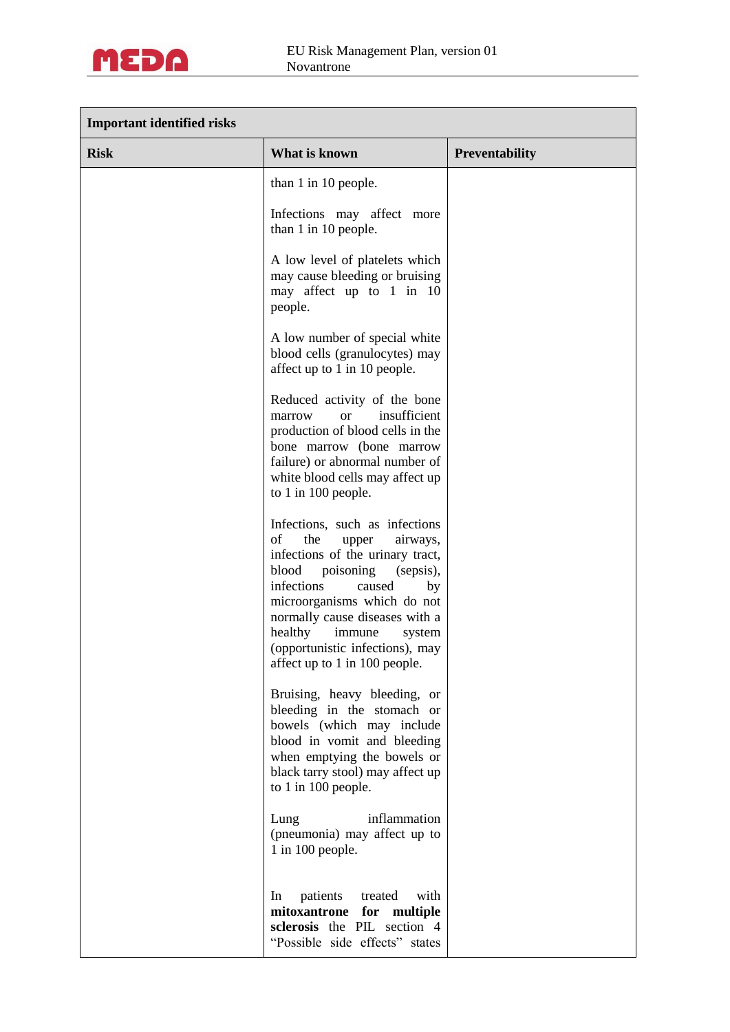| Important identified risks | | |
|---|---|---|
| **Risk** | **What is known** | **Preventability** |
| | than 1 in 10 people.<br><br>Infections may affect more than 1 in 10 people.<br><br>A low level of platelets which may cause bleeding or bruising may affect up to 1 in 10 people.<br><br>A low number of special white blood cells (granulocytes) may affect up to 1 in 10 people.<br><br>Reduced activity of the bone marrow or insufficient production of blood cells in the bone marrow (bone marrow failure) or abnormal number of white blood cells may affect up to 1 in 100 people.<br><br>Infections, such as infections of the upper airways, infections of the urinary tract, blood poisoning (sepsis), infections caused by microorganisms which do not normally cause diseases with a healthy immune system (opportunistic infections), may affect up to 1 in 100 people.<br><br>Bruising, heavy bleeding, or bleeding in the stomach or bowels (which may include blood in vomit and bleeding when emptying the bowels or black tarry stool) may affect up to 1 in 100 people.<br><br>Lung inflammation (pneumonia) may affect up to 1 in 100 people.<br><br>In patients treated with **mitoxantrone for multiple sclerosis** the PIL section 4 "Possible side effects" states | |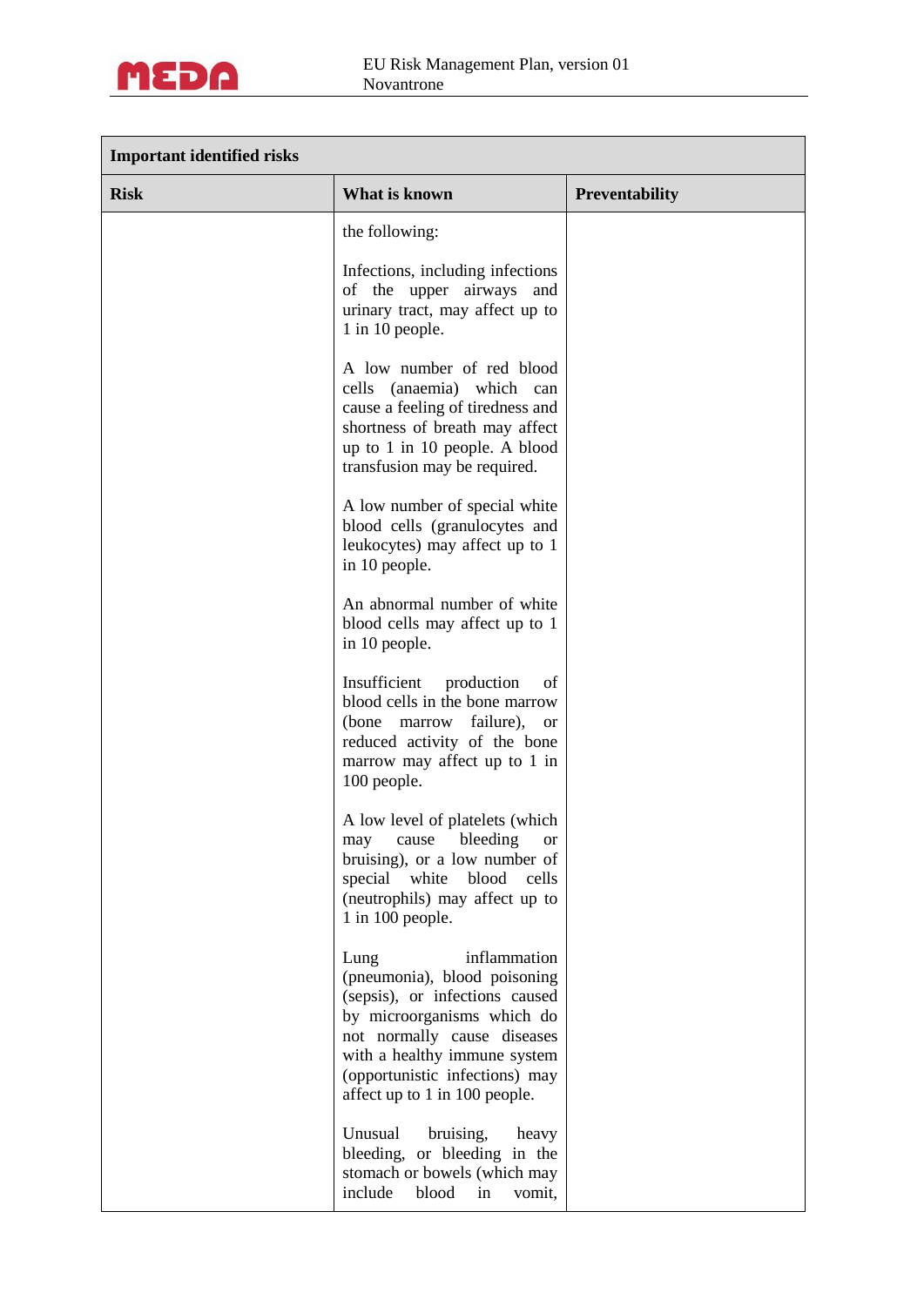| Important identified risks | | |
|---|---|---|
| **Risk** | **What is known** | **Preventability** |
| | the following:<br><br>Infections, including infections of the upper airways and urinary tract, may affect up to 1 in 10 people.<br><br>A low number of red blood cells (anaemia) which can cause a feeling of tiredness and shortness of breath may affect up to 1 in 10 people. A blood transfusion may be required.<br><br>A low number of special white blood cells (granulocytes and leukocytes) may affect up to 1 in 10 people.<br><br>An abnormal number of white blood cells may affect up to 1 in 10 people.<br><br>Insufficient production of blood cells in the bone marrow (bone marrow failure), or reduced activity of the bone marrow may affect up to 1 in 100 people.<br><br>A low level of platelets (which may cause bleeding or bruising), or a low number of special white blood cells (neutrophils) may affect up to 1 in 100 people.<br><br>Lung inflammation (pneumonia), blood poisoning (sepsis), or infections caused by microorganisms which do not normally cause diseases with a healthy immune system (opportunistic infections) may affect up to 1 in 100 people.<br><br>Unusual bruising, heavy bleeding, or bleeding in the stomach or bowels (which may include blood in vomit, | |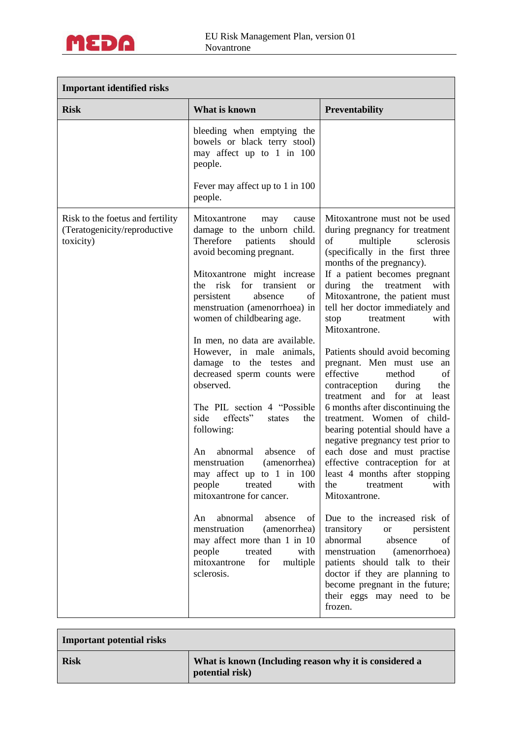| Important identified risks | | |
|---|---|---|
| **Risk** | **What is known** | **Preventability** |
| | bleeding when emptying the bowels or black terry stool) may affect up to 1 in 100 people.<br><br>Fever may affect up to 1 in 100 people. | |
| Risk to the foetus and fertility (Teratogenicity/reproductive toxicity) | Mitoxantrone may cause damage to the unborn child. Therefore patients should avoid becoming pregnant.<br><br>Mitoxantrone might increase the risk for transient or persistent absence of menstruation (amenorrhoea) in women of childbearing age.<br><br>In men, no data are available. However, in male animals, damage to the testes and decreased sperm counts were observed.<br><br>The PIL section 4 "Possible side effects" states the following:<br><br>An abnormal absence of menstruation (amenorrhea) may affect up to 1 in 100 people treated with mitoxantrone for cancer.<br><br>An abnormal absence of menstruation (amenorrhea) may affect more than 1 in 10 people treated with mitoxantrone for multiple sclerosis. | Mitoxantrone must not be used during pregnancy for treatment of multiple sclerosis (specifically in the first three months of the pregnancy).<br>If a patient becomes pregnant during the treatment with Mitoxantrone, the patient must tell her doctor immediately and stop treatment with Mitoxantrone.<br><br>Patients should avoid becoming pregnant. Men must use an effective method of contraception during the treatment and for at least 6 months after discontinuing the treatment. Women of child-bearing potential should have a negative pregnancy test prior to each dose and must practise effective contraception for at least 4 months after stopping the treatment with Mitoxantrone.<br><br>Due to the increased risk of transitory or persistent abnormal absence of menstruation (amenorrhoea) patients should talk to their doctor if they are planning to become pregnant in the future; their eggs may need to be frozen. |

| Important potential risks | |
|---|---|
| **Risk** | **What is known (Including reason why it is considered a potential risk)** |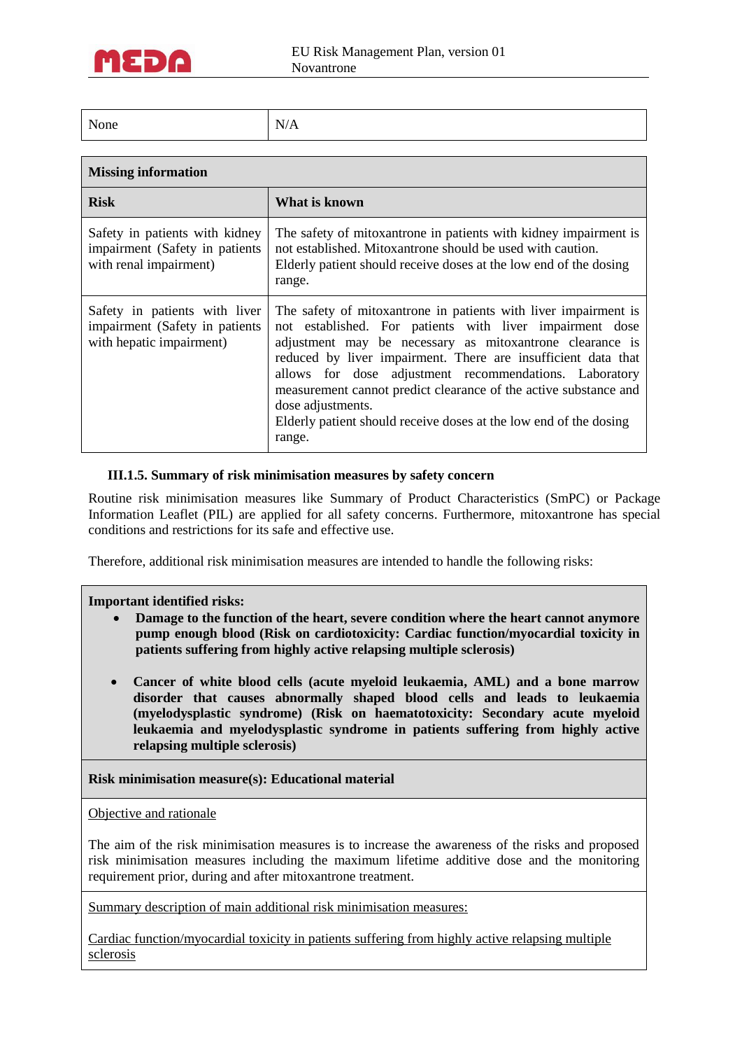| None | N/A |
|---|---|

| **Missing information** | |
|---|---|
| **Risk** | **What is known** |
| Safety in patients with kidney impairment (Safety in patients with renal impairment) | The safety of mitoxantrone in patients with kidney impairment is not established. Mitoxantrone should be used with caution. Elderly patient should receive doses at the low end of the dosing range. |
| Safety in patients with liver impairment (Safety in patients with hepatic impairment) | The safety of mitoxantrone in patients with liver impairment is not established. For patients with liver impairment dose adjustment may be necessary as mitoxantrone clearance is reduced by liver impairment. There are insufficient data that allows for dose adjustment recommendations. Laboratory measurement cannot predict clearance of the active substance and dose adjustments. Elderly patient should receive doses at the low end of the dosing range. |

### III.1.5. Summary of risk minimisation measures by safety concern

Routine risk minimisation measures like Summary of Product Characteristics (SmPC) or Package Information Leaflet (PIL) are applied for all safety concerns. Furthermore, mitoxantrone has special conditions and restrictions for its safe and effective use.

Therefore, additional risk minimisation measures are intended to handle the following risks:

**Important identified risks:**

- **Damage to the function of the heart, severe condition where the heart cannot anymore pump enough blood (Risk on cardiotoxicity: Cardiac function/myocardial toxicity in patients suffering from highly active relapsing multiple sclerosis)**
- **Cancer of white blood cells (acute myeloid leukaemia, AML) and a bone marrow disorder that causes abnormally shaped blood cells and leads to leukaemia (myelodysplastic syndrome) (Risk on haematotoxicity: Secondary acute myeloid leukaemia and myelodysplastic syndrome in patients suffering from highly active relapsing multiple sclerosis)**

**Risk minimisation measure(s): Educational material**

Objective and rationale

The aim of the risk minimisation measures is to increase the awareness of the risks and proposed risk minimisation measures including the maximum lifetime additive dose and the monitoring requirement prior, during and after mitoxantrone treatment.

Summary description of main additional risk minimisation measures:

Cardiac function/myocardial toxicity in patients suffering from highly active relapsing multiple sclerosis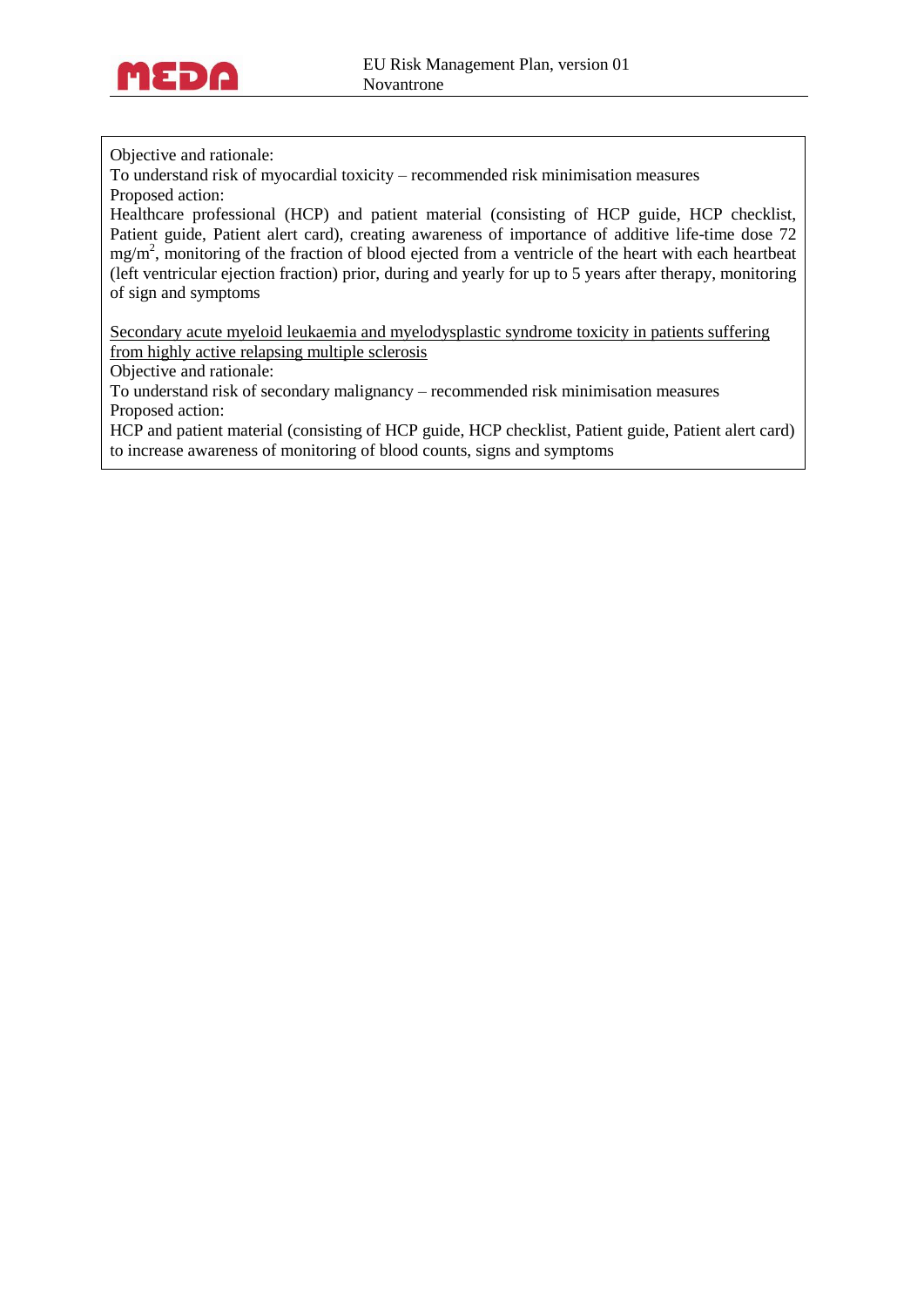Objective and rationale:

To understand risk of myocardial toxicity – recommended risk minimisation measures

Proposed action:

Healthcare professional (HCP) and patient material (consisting of HCP guide, HCP checklist, Patient guide, Patient alert card), creating awareness of importance of additive life-time dose 72 $mg/m^2$, monitoring of the fraction of blood ejected from a ventricle of the heart with each heartbeat (left ventricular ejection fraction) prior, during and yearly for up to 5 years after therapy, monitoring of sign and symptoms

<u>Secondary acute myeloid leukaemia and myelodysplastic syndrome toxicity in patients suffering from highly active relapsing multiple sclerosis</u>

Objective and rationale:

To understand risk of secondary malignancy – recommended risk minimisation measures

Proposed action:

HCP and patient material (consisting of HCP guide, HCP checklist, Patient guide, Patient alert card) to increase awareness of monitoring of blood counts, signs and symptoms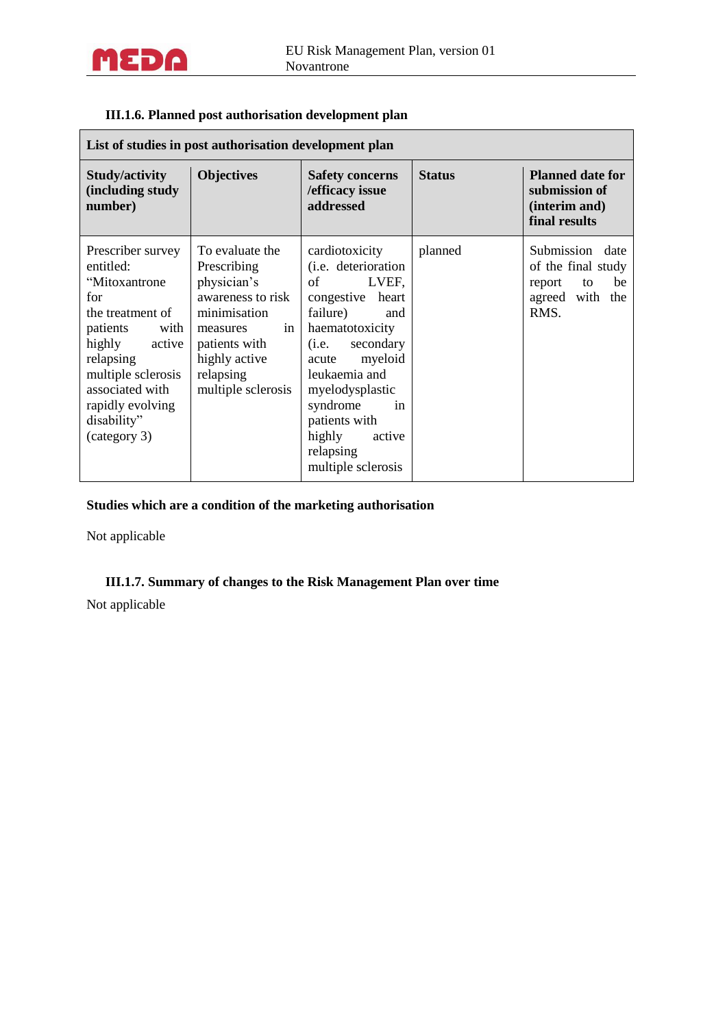### III.1.6. Planned post authorisation development plan

| List of studies in post authorisation development plan | | | | |
|---|---|---|---|---|
| **Study/activity (including study number)** | **Objectives** | **Safety concerns /efficacy issue addressed** | **Status** | **Planned date for submission of (interim and) final results** |
| Prescriber survey entitled: "Mitoxantrone for the treatment of patients with highly active relapsing multiple sclerosis associated with rapidly evolving disability" (category 3) | To evaluate the Prescribing physician's awareness to risk minimisation measures in patients with highly active relapsing multiple sclerosis | cardiotoxicity (i.e. deterioration of LVEF, congestive heart failure) and haematotoxicity (i.e. secondary acute myeloid leukaemia and myelodysplastic syndrome in patients with highly active relapsing multiple sclerosis | planned | Submission date of the final study report to be agreed with the RMS. |

**Studies which are a condition of the marketing authorisation**

Not applicable

### III.1.7. Summary of changes to the Risk Management Plan over time

Not applicable